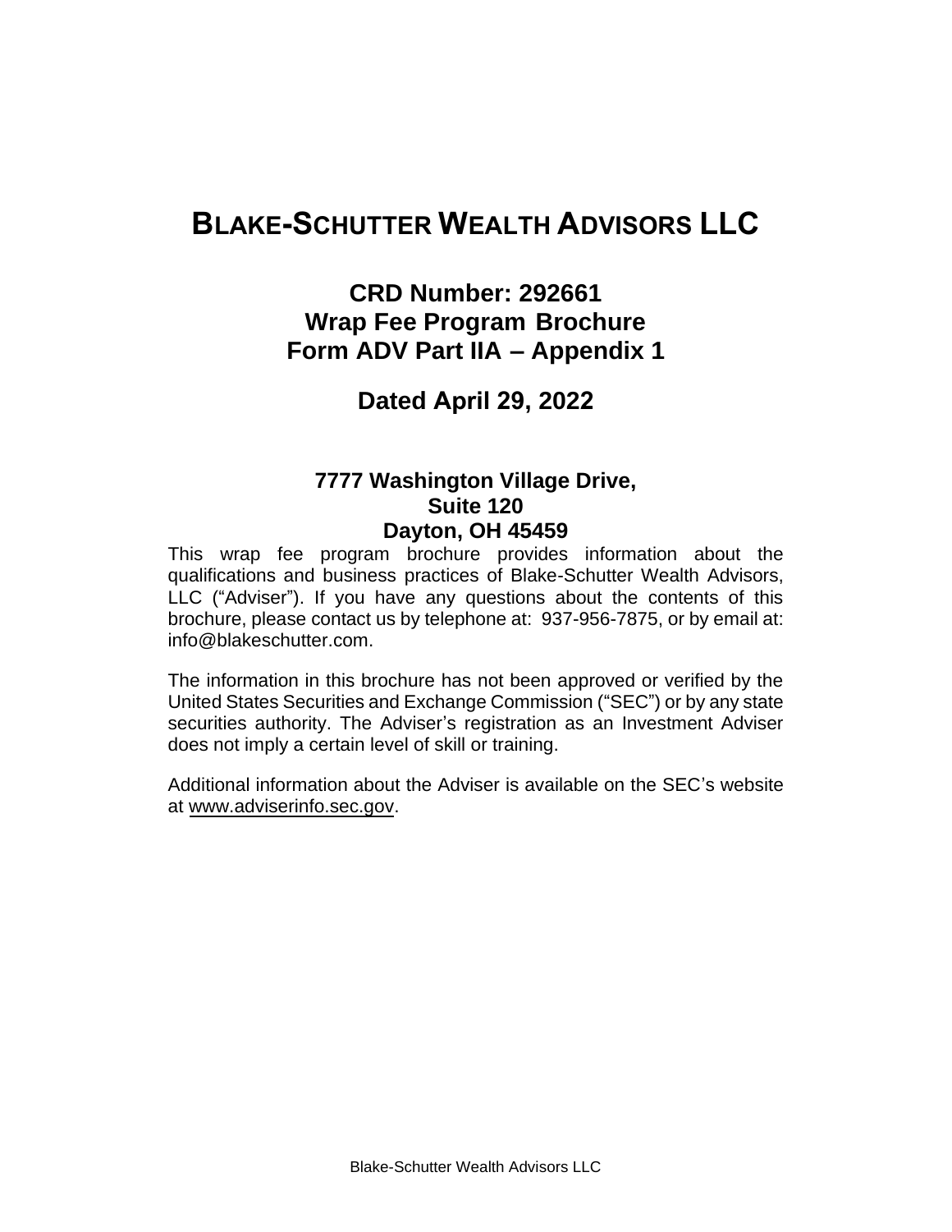# BLAKE-SCHUTTER WEALTH ADVISORS LLC

## CRD Number: 292661
## Wrap Fee Program Brochure
## Form ADV Part IIA – Appendix 1

## Dated April 29, 2022

**7777 Washington Village Drive,**
**Suite 120**
**Dayton, OH 45459**

This wrap fee program brochure provides information about the qualifications and business practices of Blake-Schutter Wealth Advisors, LLC ("Adviser"). If you have any questions about the contents of this brochure, please contact us by telephone at: 937-956-7875, or by email at: info@blakeschutter.com.

The information in this brochure has not been approved or verified by the United States Securities and Exchange Commission ("SEC") or by any state securities authority. The Adviser's registration as an Investment Adviser does not imply a certain level of skill or training.

Additional information about the Adviser is available on the SEC's website at www.adviserinfo.sec.gov.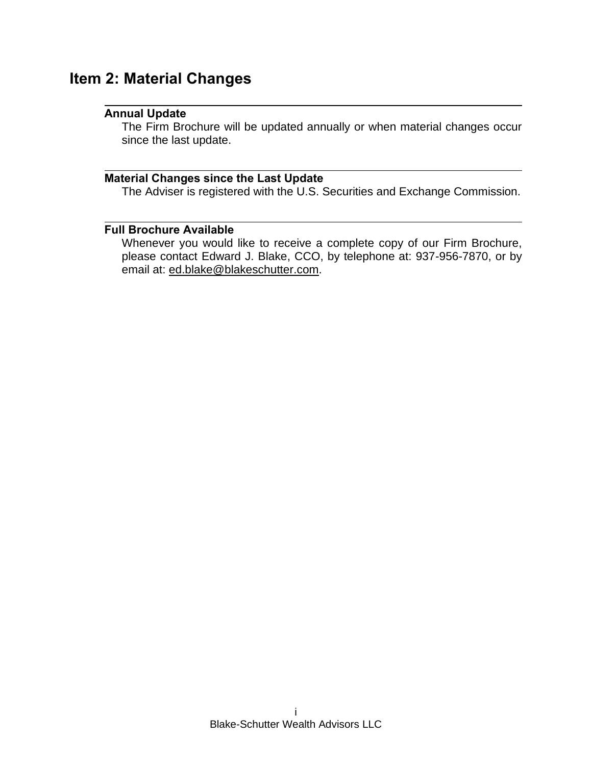# Item 2: Material Changes

### Annual Update

The Firm Brochure will be updated annually or when material changes occur since the last update.

### Material Changes since the Last Update

The Adviser is registered with the U.S. Securities and Exchange Commission.

### Full Brochure Available

Whenever you would like to receive a complete copy of our Firm Brochure, please contact Edward J. Blake, CCO, by telephone at: 937-956-7870, or by email at: ed.blake@blakeschutter.com.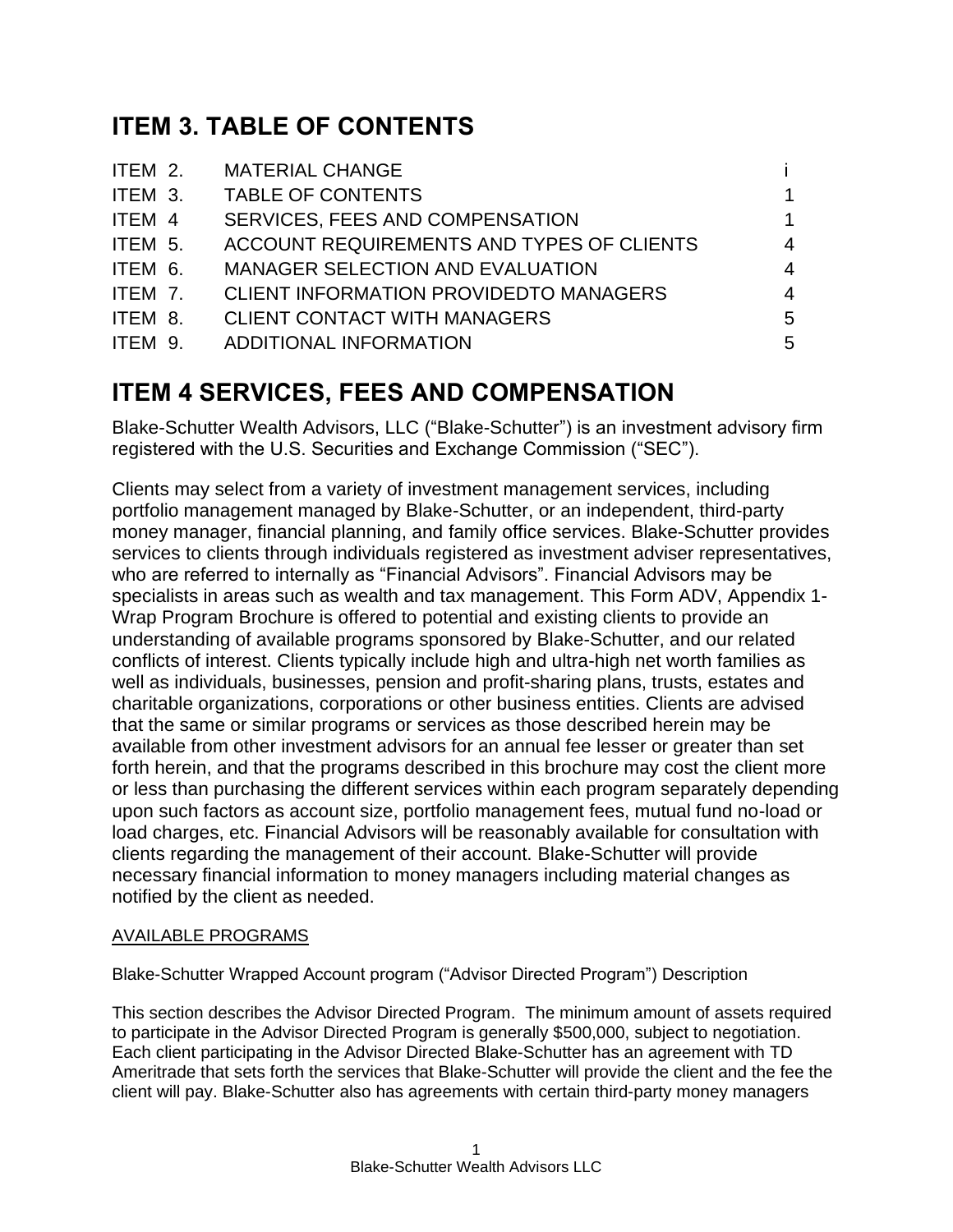# ITEM 3. TABLE OF CONTENTS

| | | |
|---|---|---|
| ITEM 2. | MATERIAL CHANGE | i |
| ITEM 3. | TABLE OF CONTENTS | 1 |
| ITEM 4 | SERVICES, FEES AND COMPENSATION | 1 |
| ITEM 5. | ACCOUNT REQUIREMENTS AND TYPES OF CLIENTS | 4 |
| ITEM 6. | MANAGER SELECTION AND EVALUATION | 4 |
| ITEM 7. | CLIENT INFORMATION PROVIDEDTO MANAGERS | 4 |
| ITEM 8. | CLIENT CONTACT WITH MANAGERS | 5 |
| ITEM 9. | ADDITIONAL INFORMATION | 5 |

# ITEM 4 SERVICES, FEES AND COMPENSATION

Blake-Schutter Wealth Advisors, LLC ("Blake-Schutter") is an investment advisory firm registered with the U.S. Securities and Exchange Commission ("SEC").

Clients may select from a variety of investment management services, including portfolio management managed by Blake-Schutter, or an independent, third-party money manager, financial planning, and family office services. Blake-Schutter provides services to clients through individuals registered as investment adviser representatives, who are referred to internally as "Financial Advisors". Financial Advisors may be specialists in areas such as wealth and tax management. This Form ADV, Appendix 1-Wrap Program Brochure is offered to potential and existing clients to provide an understanding of available programs sponsored by Blake-Schutter, and our related conflicts of interest. Clients typically include high and ultra-high net worth families as well as individuals, businesses, pension and profit-sharing plans, trusts, estates and charitable organizations, corporations or other business entities. Clients are advised that the same or similar programs or services as those described herein may be available from other investment advisors for an annual fee lesser or greater than set forth herein, and that the programs described in this brochure may cost the client more or less than purchasing the different services within each program separately depending upon such factors as account size, portfolio management fees, mutual fund no-load or load charges, etc. Financial Advisors will be reasonably available for consultation with clients regarding the management of their account. Blake-Schutter will provide necessary financial information to money managers including material changes as notified by the client as needed.

AVAILABLE PROGRAMS

Blake-Schutter Wrapped Account program ("Advisor Directed Program") Description

This section describes the Advisor Directed Program. The minimum amount of assets required to participate in the Advisor Directed Program is generally $500,000, subject to negotiation. Each client participating in the Advisor Directed Blake-Schutter has an agreement with TD Ameritrade that sets forth the services that Blake-Schutter will provide the client and the fee the client will pay. Blake-Schutter also has agreements with certain third-party money managers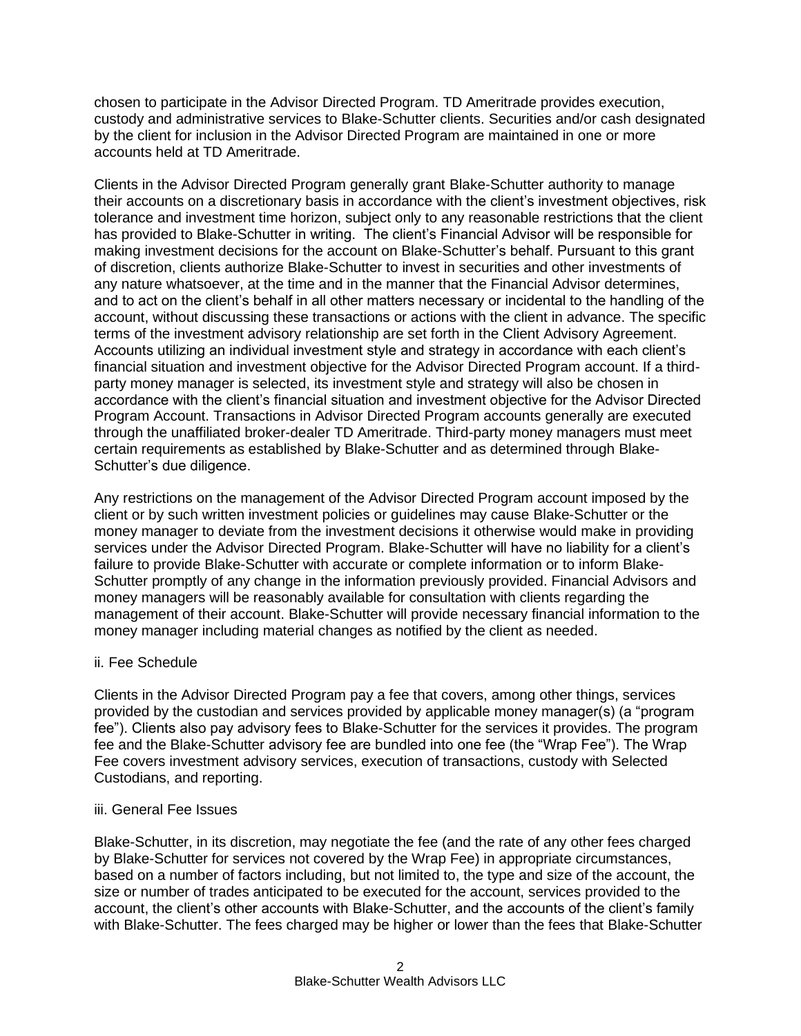chosen to participate in the Advisor Directed Program. TD Ameritrade provides execution, custody and administrative services to Blake-Schutter clients. Securities and/or cash designated by the client for inclusion in the Advisor Directed Program are maintained in one or more accounts held at TD Ameritrade.

Clients in the Advisor Directed Program generally grant Blake-Schutter authority to manage their accounts on a discretionary basis in accordance with the client's investment objectives, risk tolerance and investment time horizon, subject only to any reasonable restrictions that the client has provided to Blake-Schutter in writing. The client's Financial Advisor will be responsible for making investment decisions for the account on Blake-Schutter's behalf. Pursuant to this grant of discretion, clients authorize Blake-Schutter to invest in securities and other investments of any nature whatsoever, at the time and in the manner that the Financial Advisor determines, and to act on the client's behalf in all other matters necessary or incidental to the handling of the account, without discussing these transactions or actions with the client in advance. The specific terms of the investment advisory relationship are set forth in the Client Advisory Agreement. Accounts utilizing an individual investment style and strategy in accordance with each client's financial situation and investment objective for the Advisor Directed Program account. If a third-party money manager is selected, its investment style and strategy will also be chosen in accordance with the client's financial situation and investment objective for the Advisor Directed Program Account. Transactions in Advisor Directed Program accounts generally are executed through the unaffiliated broker-dealer TD Ameritrade. Third-party money managers must meet certain requirements as established by Blake-Schutter and as determined through Blake-Schutter's due diligence.

Any restrictions on the management of the Advisor Directed Program account imposed by the client or by such written investment policies or guidelines may cause Blake-Schutter or the money manager to deviate from the investment decisions it otherwise would make in providing services under the Advisor Directed Program. Blake-Schutter will have no liability for a client's failure to provide Blake-Schutter with accurate or complete information or to inform Blake-Schutter promptly of any change in the information previously provided. Financial Advisors and money managers will be reasonably available for consultation with clients regarding the management of their account. Blake-Schutter will provide necessary financial information to the money manager including material changes as notified by the client as needed.

ii. Fee Schedule

Clients in the Advisor Directed Program pay a fee that covers, among other things, services provided by the custodian and services provided by applicable money manager(s) (a "program fee"). Clients also pay advisory fees to Blake-Schutter for the services it provides. The program fee and the Blake-Schutter advisory fee are bundled into one fee (the "Wrap Fee"). The Wrap Fee covers investment advisory services, execution of transactions, custody with Selected Custodians, and reporting.

iii. General Fee Issues

Blake-Schutter, in its discretion, may negotiate the fee (and the rate of any other fees charged by Blake-Schutter for services not covered by the Wrap Fee) in appropriate circumstances, based on a number of factors including, but not limited to, the type and size of the account, the size or number of trades anticipated to be executed for the account, services provided to the account, the client's other accounts with Blake-Schutter, and the accounts of the client's family with Blake-Schutter. The fees charged may be higher or lower than the fees that Blake-Schutter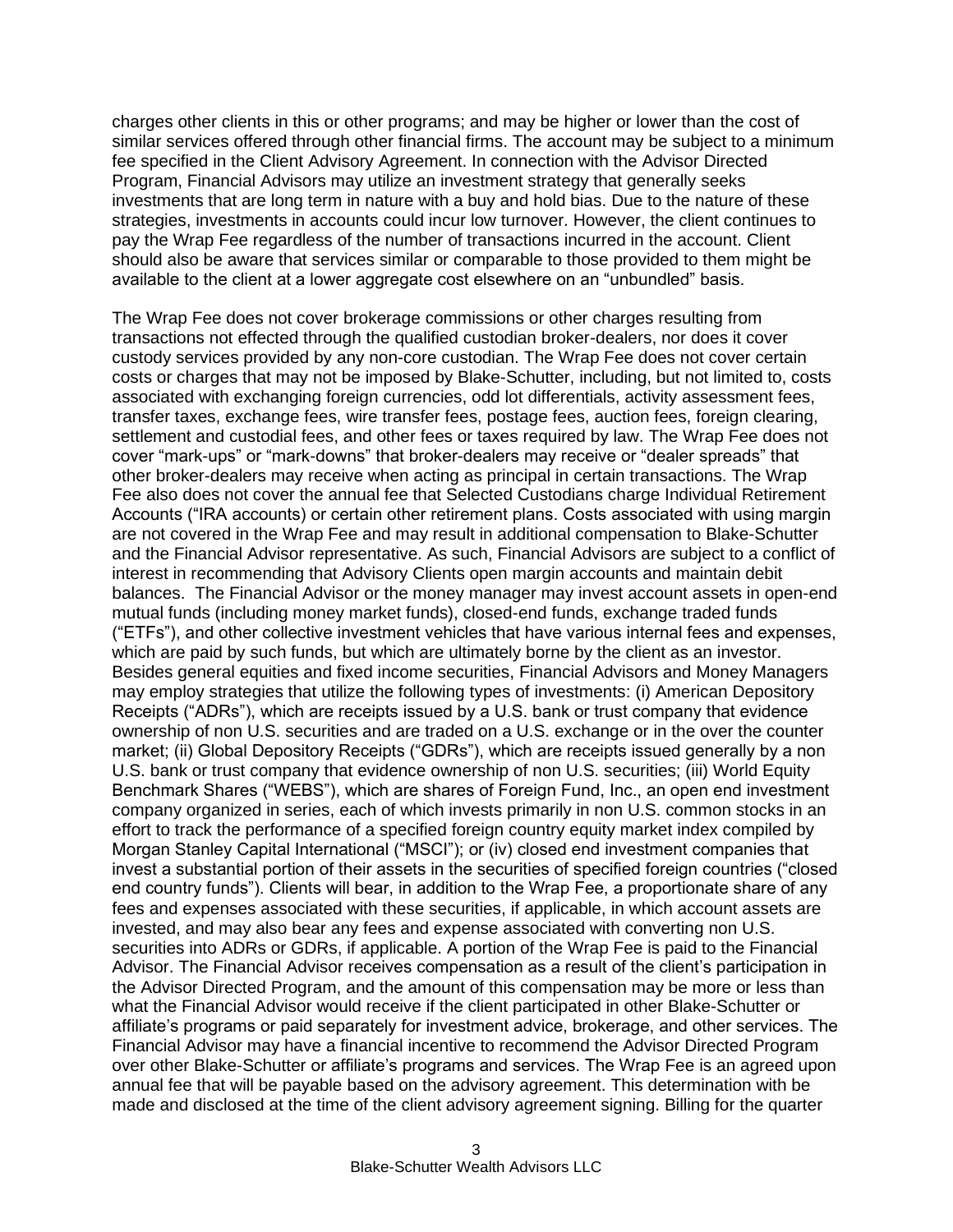charges other clients in this or other programs; and may be higher or lower than the cost of similar services offered through other financial firms. The account may be subject to a minimum fee specified in the Client Advisory Agreement. In connection with the Advisor Directed Program, Financial Advisors may utilize an investment strategy that generally seeks investments that are long term in nature with a buy and hold bias. Due to the nature of these strategies, investments in accounts could incur low turnover. However, the client continues to pay the Wrap Fee regardless of the number of transactions incurred in the account. Client should also be aware that services similar or comparable to those provided to them might be available to the client at a lower aggregate cost elsewhere on an "unbundled" basis.

The Wrap Fee does not cover brokerage commissions or other charges resulting from transactions not effected through the qualified custodian broker-dealers, nor does it cover custody services provided by any non-core custodian. The Wrap Fee does not cover certain costs or charges that may not be imposed by Blake-Schutter, including, but not limited to, costs associated with exchanging foreign currencies, odd lot differentials, activity assessment fees, transfer taxes, exchange fees, wire transfer fees, postage fees, auction fees, foreign clearing, settlement and custodial fees, and other fees or taxes required by law. The Wrap Fee does not cover "mark-ups" or "mark-downs" that broker-dealers may receive or "dealer spreads" that other broker-dealers may receive when acting as principal in certain transactions. The Wrap Fee also does not cover the annual fee that Selected Custodians charge Individual Retirement Accounts ("IRA accounts) or certain other retirement plans. Costs associated with using margin are not covered in the Wrap Fee and may result in additional compensation to Blake-Schutter and the Financial Advisor representative. As such, Financial Advisors are subject to a conflict of interest in recommending that Advisory Clients open margin accounts and maintain debit balances. The Financial Advisor or the money manager may invest account assets in open-end mutual funds (including money market funds), closed-end funds, exchange traded funds ("ETFs"), and other collective investment vehicles that have various internal fees and expenses, which are paid by such funds, but which are ultimately borne by the client as an investor. Besides general equities and fixed income securities, Financial Advisors and Money Managers may employ strategies that utilize the following types of investments: (i) American Depository Receipts ("ADRs"), which are receipts issued by a U.S. bank or trust company that evidence ownership of non U.S. securities and are traded on a U.S. exchange or in the over the counter market; (ii) Global Depository Receipts ("GDRs"), which are receipts issued generally by a non U.S. bank or trust company that evidence ownership of non U.S. securities; (iii) World Equity Benchmark Shares ("WEBS"), which are shares of Foreign Fund, Inc., an open end investment company organized in series, each of which invests primarily in non U.S. common stocks in an effort to track the performance of a specified foreign country equity market index compiled by Morgan Stanley Capital International ("MSCI"); or (iv) closed end investment companies that invest a substantial portion of their assets in the securities of specified foreign countries ("closed end country funds"). Clients will bear, in addition to the Wrap Fee, a proportionate share of any fees and expenses associated with these securities, if applicable, in which account assets are invested, and may also bear any fees and expense associated with converting non U.S. securities into ADRs or GDRs, if applicable. A portion of the Wrap Fee is paid to the Financial Advisor. The Financial Advisor receives compensation as a result of the client's participation in the Advisor Directed Program, and the amount of this compensation may be more or less than what the Financial Advisor would receive if the client participated in other Blake-Schutter or affiliate's programs or paid separately for investment advice, brokerage, and other services. The Financial Advisor may have a financial incentive to recommend the Advisor Directed Program over other Blake-Schutter or affiliate's programs and services. The Wrap Fee is an agreed upon annual fee that will be payable based on the advisory agreement. This determination with be made and disclosed at the time of the client advisory agreement signing. Billing for the quarter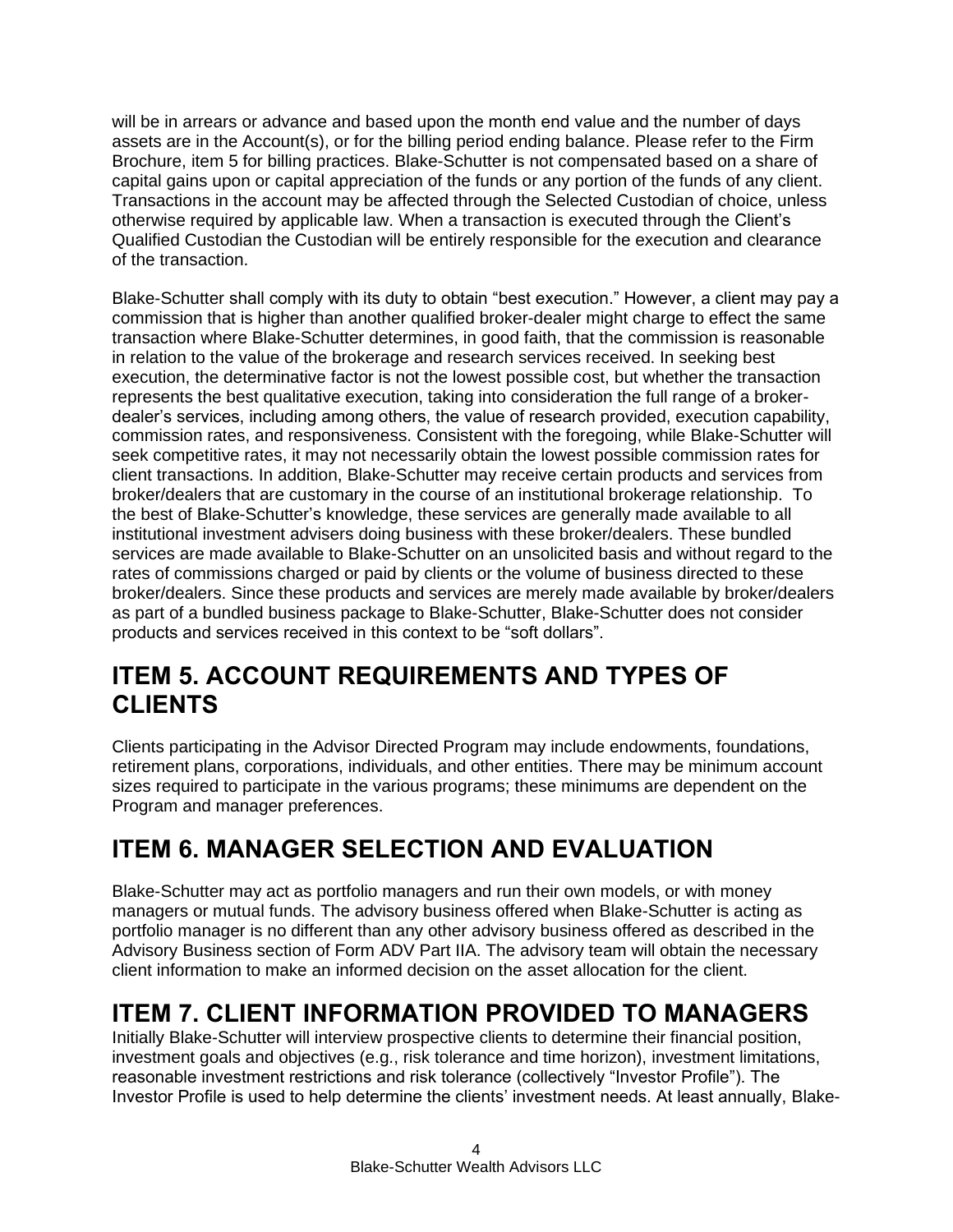will be in arrears or advance and based upon the month end value and the number of days assets are in the Account(s), or for the billing period ending balance. Please refer to the Firm Brochure, item 5 for billing practices. Blake-Schutter is not compensated based on a share of capital gains upon or capital appreciation of the funds or any portion of the funds of any client. Transactions in the account may be affected through the Selected Custodian of choice, unless otherwise required by applicable law. When a transaction is executed through the Client's Qualified Custodian the Custodian will be entirely responsible for the execution and clearance of the transaction.

Blake-Schutter shall comply with its duty to obtain "best execution." However, a client may pay a commission that is higher than another qualified broker-dealer might charge to effect the same transaction where Blake-Schutter determines, in good faith, that the commission is reasonable in relation to the value of the brokerage and research services received. In seeking best execution, the determinative factor is not the lowest possible cost, but whether the transaction represents the best qualitative execution, taking into consideration the full range of a broker-dealer's services, including among others, the value of research provided, execution capability, commission rates, and responsiveness. Consistent with the foregoing, while Blake-Schutter will seek competitive rates, it may not necessarily obtain the lowest possible commission rates for client transactions. In addition, Blake-Schutter may receive certain products and services from broker/dealers that are customary in the course of an institutional brokerage relationship. To the best of Blake-Schutter's knowledge, these services are generally made available to all institutional investment advisers doing business with these broker/dealers. These bundled services are made available to Blake-Schutter on an unsolicited basis and without regard to the rates of commissions charged or paid by clients or the volume of business directed to these broker/dealers. Since these products and services are merely made available by broker/dealers as part of a bundled business package to Blake-Schutter, Blake-Schutter does not consider products and services received in this context to be "soft dollars".

## ITEM 5. ACCOUNT REQUIREMENTS AND TYPES OF CLIENTS

Clients participating in the Advisor Directed Program may include endowments, foundations, retirement plans, corporations, individuals, and other entities. There may be minimum account sizes required to participate in the various programs; these minimums are dependent on the Program and manager preferences.

## ITEM 6. MANAGER SELECTION AND EVALUATION

Blake-Schutter may act as portfolio managers and run their own models, or with money managers or mutual funds. The advisory business offered when Blake-Schutter is acting as portfolio manager is no different than any other advisory business offered as described in the Advisory Business section of Form ADV Part IIA. The advisory team will obtain the necessary client information to make an informed decision on the asset allocation for the client.

## ITEM 7. CLIENT INFORMATION PROVIDED TO MANAGERS

Initially Blake-Schutter will interview prospective clients to determine their financial position, investment goals and objectives (e.g., risk tolerance and time horizon), investment limitations, reasonable investment restrictions and risk tolerance (collectively "Investor Profile"). The Investor Profile is used to help determine the clients' investment needs. At least annually, Blake-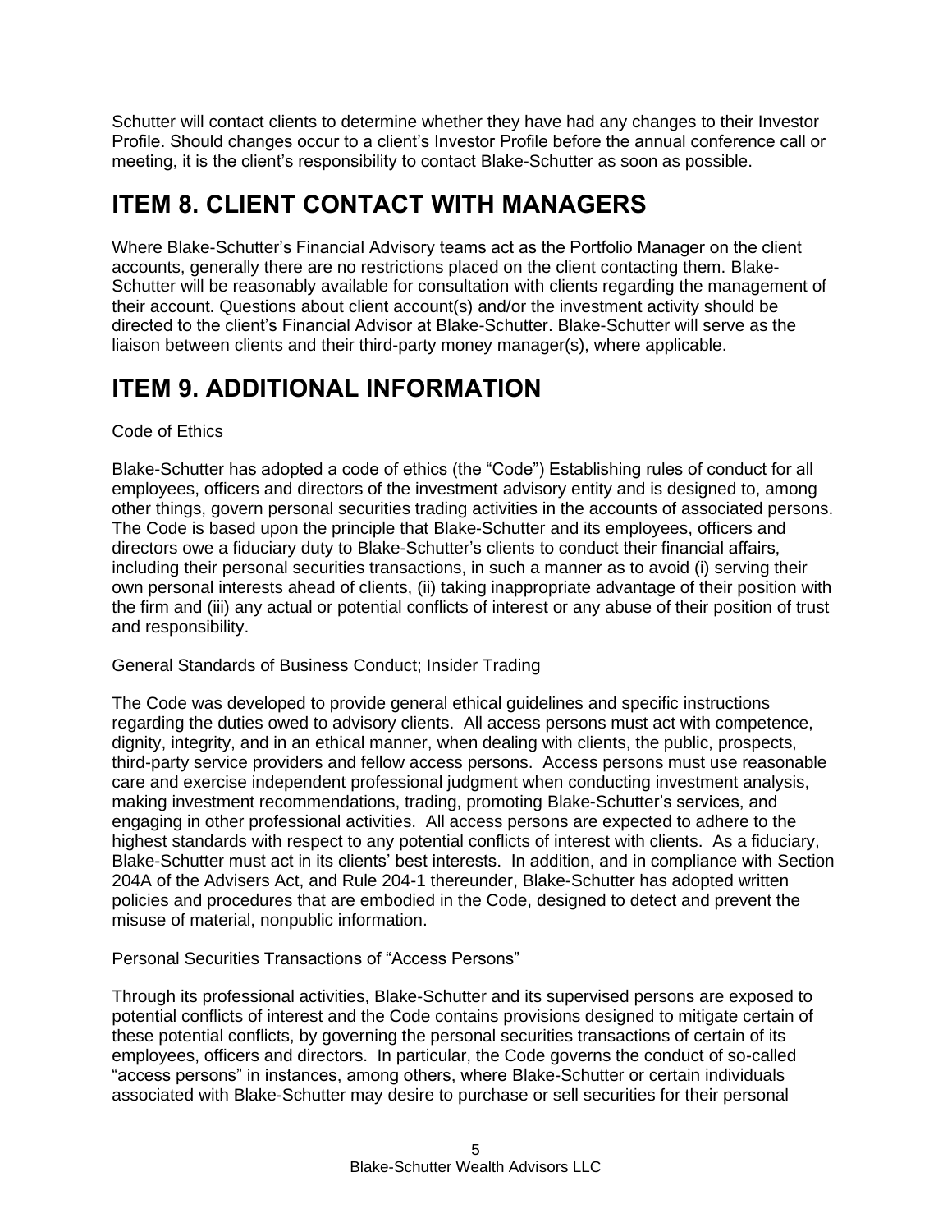Schutter will contact clients to determine whether they have had any changes to their Investor Profile. Should changes occur to a client's Investor Profile before the annual conference call or meeting, it is the client's responsibility to contact Blake-Schutter as soon as possible.

# ITEM 8. CLIENT CONTACT WITH MANAGERS

Where Blake-Schutter's Financial Advisory teams act as the Portfolio Manager on the client accounts, generally there are no restrictions placed on the client contacting them. Blake-Schutter will be reasonably available for consultation with clients regarding the management of their account. Questions about client account(s) and/or the investment activity should be directed to the client's Financial Advisor at Blake-Schutter. Blake-Schutter will serve as the liaison between clients and their third-party money manager(s), where applicable.

# ITEM 9. ADDITIONAL INFORMATION

Code of Ethics

Blake-Schutter has adopted a code of ethics (the "Code") Establishing rules of conduct for all employees, officers and directors of the investment advisory entity and is designed to, among other things, govern personal securities trading activities in the accounts of associated persons. The Code is based upon the principle that Blake-Schutter and its employees, officers and directors owe a fiduciary duty to Blake-Schutter's clients to conduct their financial affairs, including their personal securities transactions, in such a manner as to avoid (i) serving their own personal interests ahead of clients, (ii) taking inappropriate advantage of their position with the firm and (iii) any actual or potential conflicts of interest or any abuse of their position of trust and responsibility.

General Standards of Business Conduct; Insider Trading

The Code was developed to provide general ethical guidelines and specific instructions regarding the duties owed to advisory clients. All access persons must act with competence, dignity, integrity, and in an ethical manner, when dealing with clients, the public, prospects, third-party service providers and fellow access persons. Access persons must use reasonable care and exercise independent professional judgment when conducting investment analysis, making investment recommendations, trading, promoting Blake-Schutter's services, and engaging in other professional activities. All access persons are expected to adhere to the highest standards with respect to any potential conflicts of interest with clients. As a fiduciary, Blake-Schutter must act in its clients' best interests. In addition, and in compliance with Section 204A of the Advisers Act, and Rule 204-1 thereunder, Blake-Schutter has adopted written policies and procedures that are embodied in the Code, designed to detect and prevent the misuse of material, nonpublic information.

Personal Securities Transactions of "Access Persons"

Through its professional activities, Blake-Schutter and its supervised persons are exposed to potential conflicts of interest and the Code contains provisions designed to mitigate certain of these potential conflicts, by governing the personal securities transactions of certain of its employees, officers and directors. In particular, the Code governs the conduct of so-called "access persons" in instances, among others, where Blake-Schutter or certain individuals associated with Blake-Schutter may desire to purchase or sell securities for their personal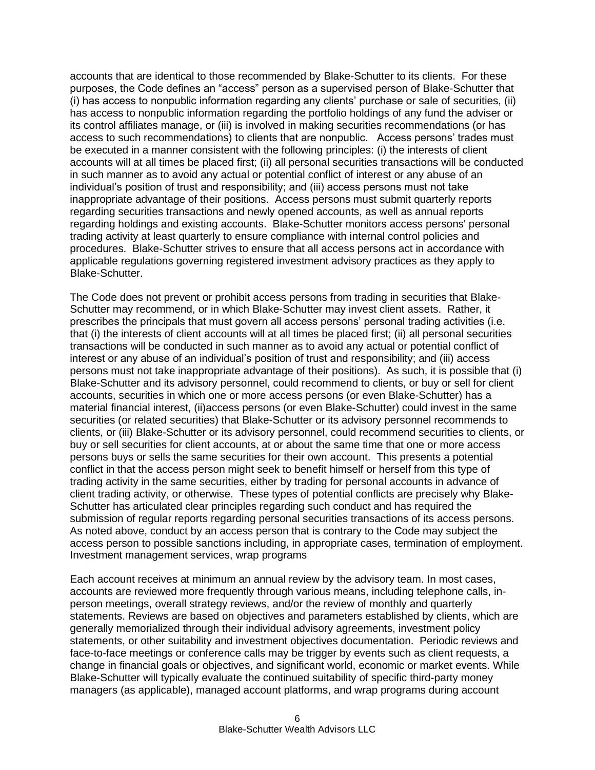accounts that are identical to those recommended by Blake-Schutter to its clients. For these purposes, the Code defines an "access" person as a supervised person of Blake-Schutter that (i) has access to nonpublic information regarding any clients' purchase or sale of securities, (ii) has access to nonpublic information regarding the portfolio holdings of any fund the adviser or its control affiliates manage, or (iii) is involved in making securities recommendations (or has access to such recommendations) to clients that are nonpublic. Access persons' trades must be executed in a manner consistent with the following principles: (i) the interests of client accounts will at all times be placed first; (ii) all personal securities transactions will be conducted in such manner as to avoid any actual or potential conflict of interest or any abuse of an individual's position of trust and responsibility; and (iii) access persons must not take inappropriate advantage of their positions. Access persons must submit quarterly reports regarding securities transactions and newly opened accounts, as well as annual reports regarding holdings and existing accounts. Blake-Schutter monitors access persons' personal trading activity at least quarterly to ensure compliance with internal control policies and procedures. Blake-Schutter strives to ensure that all access persons act in accordance with applicable regulations governing registered investment advisory practices as they apply to Blake-Schutter.

The Code does not prevent or prohibit access persons from trading in securities that Blake-Schutter may recommend, or in which Blake-Schutter may invest client assets. Rather, it prescribes the principals that must govern all access persons' personal trading activities (i.e. that (i) the interests of client accounts will at all times be placed first; (ii) all personal securities transactions will be conducted in such manner as to avoid any actual or potential conflict of interest or any abuse of an individual's position of trust and responsibility; and (iii) access persons must not take inappropriate advantage of their positions). As such, it is possible that (i) Blake-Schutter and its advisory personnel, could recommend to clients, or buy or sell for client accounts, securities in which one or more access persons (or even Blake-Schutter) has a material financial interest, (ii)access persons (or even Blake-Schutter) could invest in the same securities (or related securities) that Blake-Schutter or its advisory personnel recommends to clients, or (iii) Blake-Schutter or its advisory personnel, could recommend securities to clients, or buy or sell securities for client accounts, at or about the same time that one or more access persons buys or sells the same securities for their own account. This presents a potential conflict in that the access person might seek to benefit himself or herself from this type of trading activity in the same securities, either by trading for personal accounts in advance of client trading activity, or otherwise. These types of potential conflicts are precisely why Blake-Schutter has articulated clear principles regarding such conduct and has required the submission of regular reports regarding personal securities transactions of its access persons. As noted above, conduct by an access person that is contrary to the Code may subject the access person to possible sanctions including, in appropriate cases, termination of employment.
Investment management services, wrap programs

Each account receives at minimum an annual review by the advisory team. In most cases, accounts are reviewed more frequently through various means, including telephone calls, in-person meetings, overall strategy reviews, and/or the review of monthly and quarterly statements. Reviews are based on objectives and parameters established by clients, which are generally memorialized through their individual advisory agreements, investment policy statements, or other suitability and investment objectives documentation. Periodic reviews and face-to-face meetings or conference calls may be trigger by events such as client requests, a change in financial goals or objectives, and significant world, economic or market events. While Blake-Schutter will typically evaluate the continued suitability of specific third-party money managers (as applicable), managed account platforms, and wrap programs during account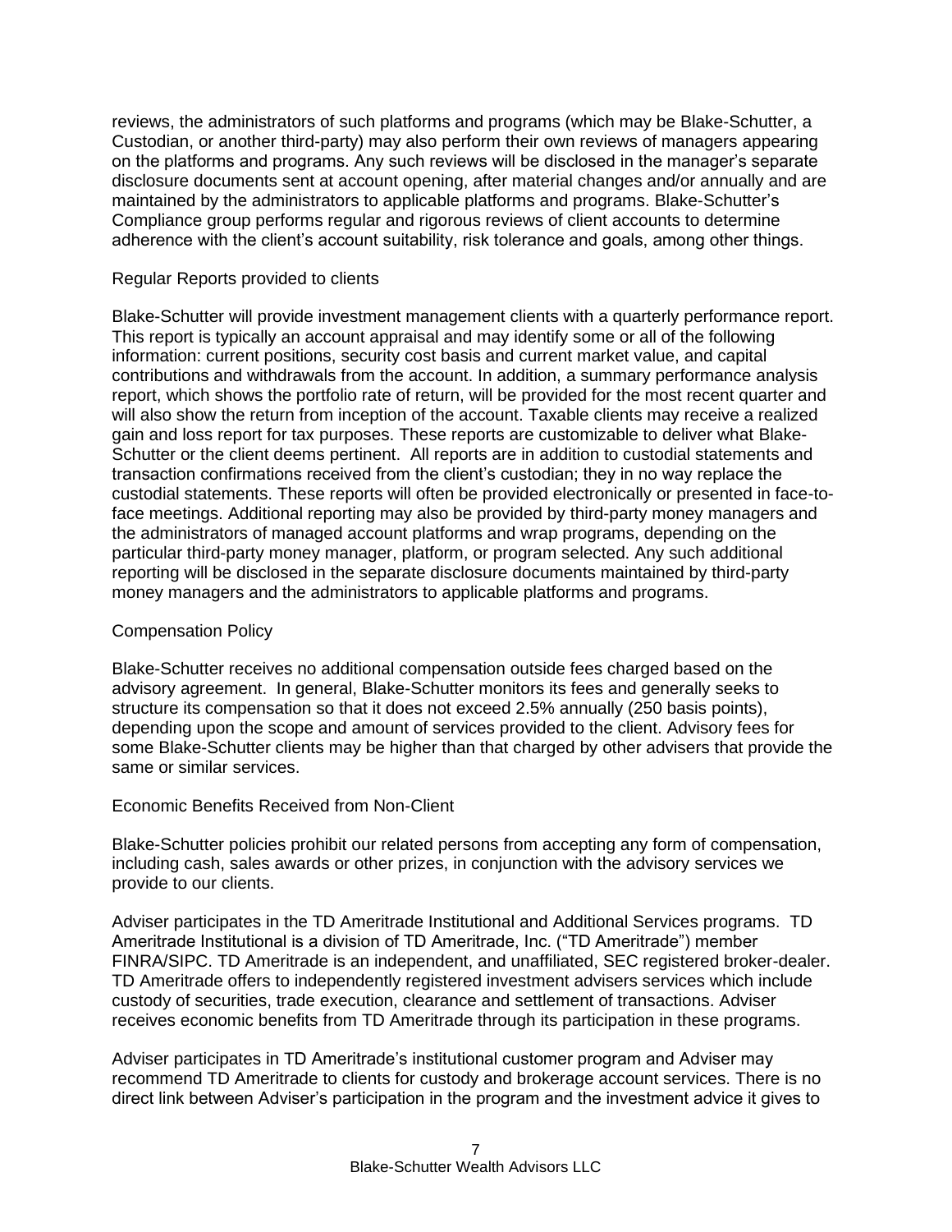reviews, the administrators of such platforms and programs (which may be Blake-Schutter, a Custodian, or another third-party) may also perform their own reviews of managers appearing on the platforms and programs. Any such reviews will be disclosed in the manager's separate disclosure documents sent at account opening, after material changes and/or annually and are maintained by the administrators to applicable platforms and programs. Blake-Schutter's Compliance group performs regular and rigorous reviews of client accounts to determine adherence with the client's account suitability, risk tolerance and goals, among other things.

Regular Reports provided to clients

Blake-Schutter will provide investment management clients with a quarterly performance report. This report is typically an account appraisal and may identify some or all of the following information: current positions, security cost basis and current market value, and capital contributions and withdrawals from the account. In addition, a summary performance analysis report, which shows the portfolio rate of return, will be provided for the most recent quarter and will also show the return from inception of the account. Taxable clients may receive a realized gain and loss report for tax purposes. These reports are customizable to deliver what Blake-Schutter or the client deems pertinent. All reports are in addition to custodial statements and transaction confirmations received from the client's custodian; they in no way replace the custodial statements. These reports will often be provided electronically or presented in face-to-face meetings. Additional reporting may also be provided by third-party money managers and the administrators of managed account platforms and wrap programs, depending on the particular third-party money manager, platform, or program selected. Any such additional reporting will be disclosed in the separate disclosure documents maintained by third-party money managers and the administrators to applicable platforms and programs.

Compensation Policy

Blake-Schutter receives no additional compensation outside fees charged based on the advisory agreement. In general, Blake-Schutter monitors its fees and generally seeks to structure its compensation so that it does not exceed 2.5% annually (250 basis points), depending upon the scope and amount of services provided to the client. Advisory fees for some Blake-Schutter clients may be higher than that charged by other advisers that provide the same or similar services.

Economic Benefits Received from Non-Client

Blake-Schutter policies prohibit our related persons from accepting any form of compensation, including cash, sales awards or other prizes, in conjunction with the advisory services we provide to our clients.

Adviser participates in the TD Ameritrade Institutional and Additional Services programs. TD Ameritrade Institutional is a division of TD Ameritrade, Inc. ("TD Ameritrade") member FINRA/SIPC. TD Ameritrade is an independent, and unaffiliated, SEC registered broker-dealer. TD Ameritrade offers to independently registered investment advisers services which include custody of securities, trade execution, clearance and settlement of transactions. Adviser receives economic benefits from TD Ameritrade through its participation in these programs.

Adviser participates in TD Ameritrade's institutional customer program and Adviser may recommend TD Ameritrade to clients for custody and brokerage account services. There is no direct link between Adviser's participation in the program and the investment advice it gives to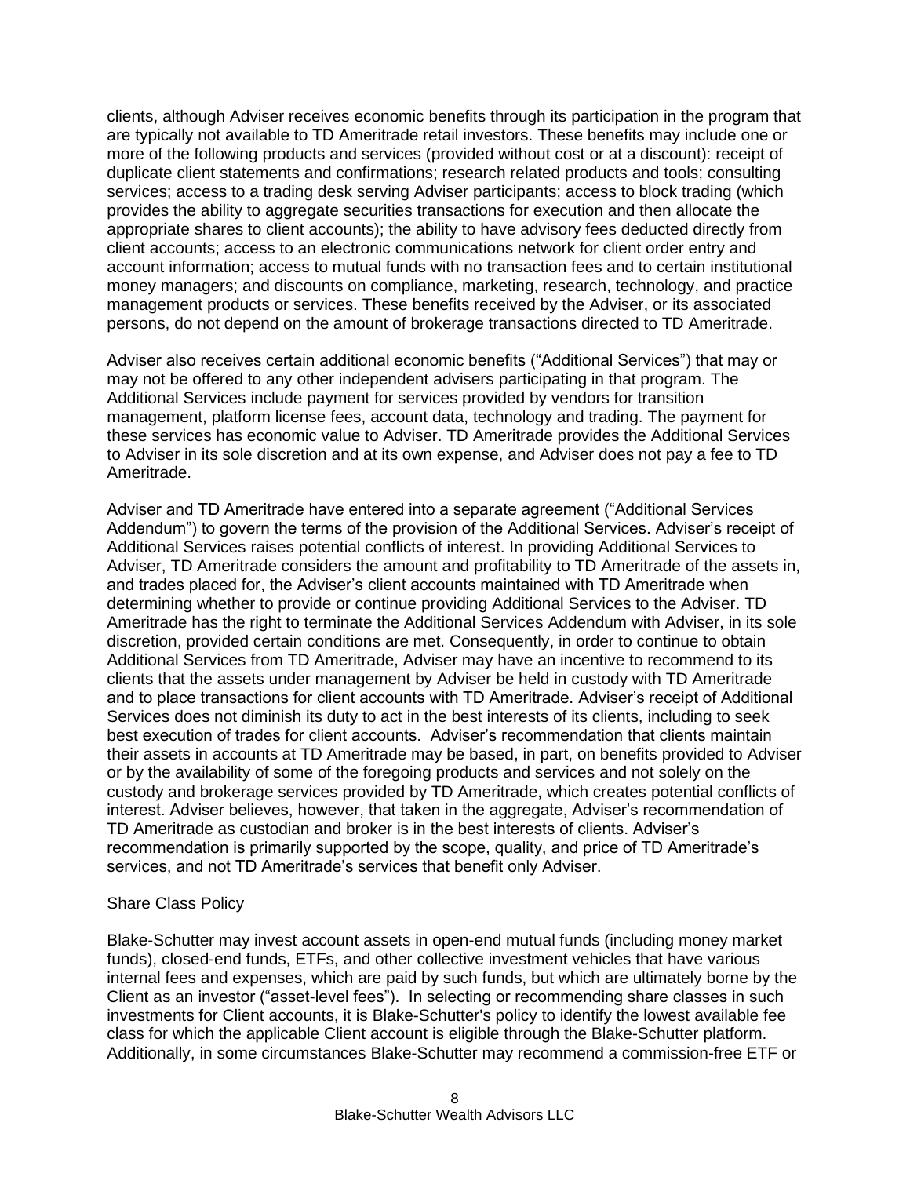clients, although Adviser receives economic benefits through its participation in the program that are typically not available to TD Ameritrade retail investors. These benefits may include one or more of the following products and services (provided without cost or at a discount): receipt of duplicate client statements and confirmations; research related products and tools; consulting services; access to a trading desk serving Adviser participants; access to block trading (which provides the ability to aggregate securities transactions for execution and then allocate the appropriate shares to client accounts); the ability to have advisory fees deducted directly from client accounts; access to an electronic communications network for client order entry and account information; access to mutual funds with no transaction fees and to certain institutional money managers; and discounts on compliance, marketing, research, technology, and practice management products or services. These benefits received by the Adviser, or its associated persons, do not depend on the amount of brokerage transactions directed to TD Ameritrade.

Adviser also receives certain additional economic benefits ("Additional Services") that may or may not be offered to any other independent advisers participating in that program. The Additional Services include payment for services provided by vendors for transition management, platform license fees, account data, technology and trading. The payment for these services has economic value to Adviser. TD Ameritrade provides the Additional Services to Adviser in its sole discretion and at its own expense, and Adviser does not pay a fee to TD Ameritrade.

Adviser and TD Ameritrade have entered into a separate agreement ("Additional Services Addendum") to govern the terms of the provision of the Additional Services. Adviser's receipt of Additional Services raises potential conflicts of interest. In providing Additional Services to Adviser, TD Ameritrade considers the amount and profitability to TD Ameritrade of the assets in, and trades placed for, the Adviser's client accounts maintained with TD Ameritrade when determining whether to provide or continue providing Additional Services to the Adviser. TD Ameritrade has the right to terminate the Additional Services Addendum with Adviser, in its sole discretion, provided certain conditions are met. Consequently, in order to continue to obtain Additional Services from TD Ameritrade, Adviser may have an incentive to recommend to its clients that the assets under management by Adviser be held in custody with TD Ameritrade and to place transactions for client accounts with TD Ameritrade. Adviser's receipt of Additional Services does not diminish its duty to act in the best interests of its clients, including to seek best execution of trades for client accounts. Adviser's recommendation that clients maintain their assets in accounts at TD Ameritrade may be based, in part, on benefits provided to Adviser or by the availability of some of the foregoing products and services and not solely on the custody and brokerage services provided by TD Ameritrade, which creates potential conflicts of interest. Adviser believes, however, that taken in the aggregate, Adviser's recommendation of TD Ameritrade as custodian and broker is in the best interests of clients. Adviser's recommendation is primarily supported by the scope, quality, and price of TD Ameritrade's services, and not TD Ameritrade's services that benefit only Adviser.

Share Class Policy

Blake-Schutter may invest account assets in open-end mutual funds (including money market funds), closed-end funds, ETFs, and other collective investment vehicles that have various internal fees and expenses, which are paid by such funds, but which are ultimately borne by the Client as an investor ("asset-level fees"). In selecting or recommending share classes in such investments for Client accounts, it is Blake-Schutter's policy to identify the lowest available fee class for which the applicable Client account is eligible through the Blake-Schutter platform. Additionally, in some circumstances Blake-Schutter may recommend a commission-free ETF or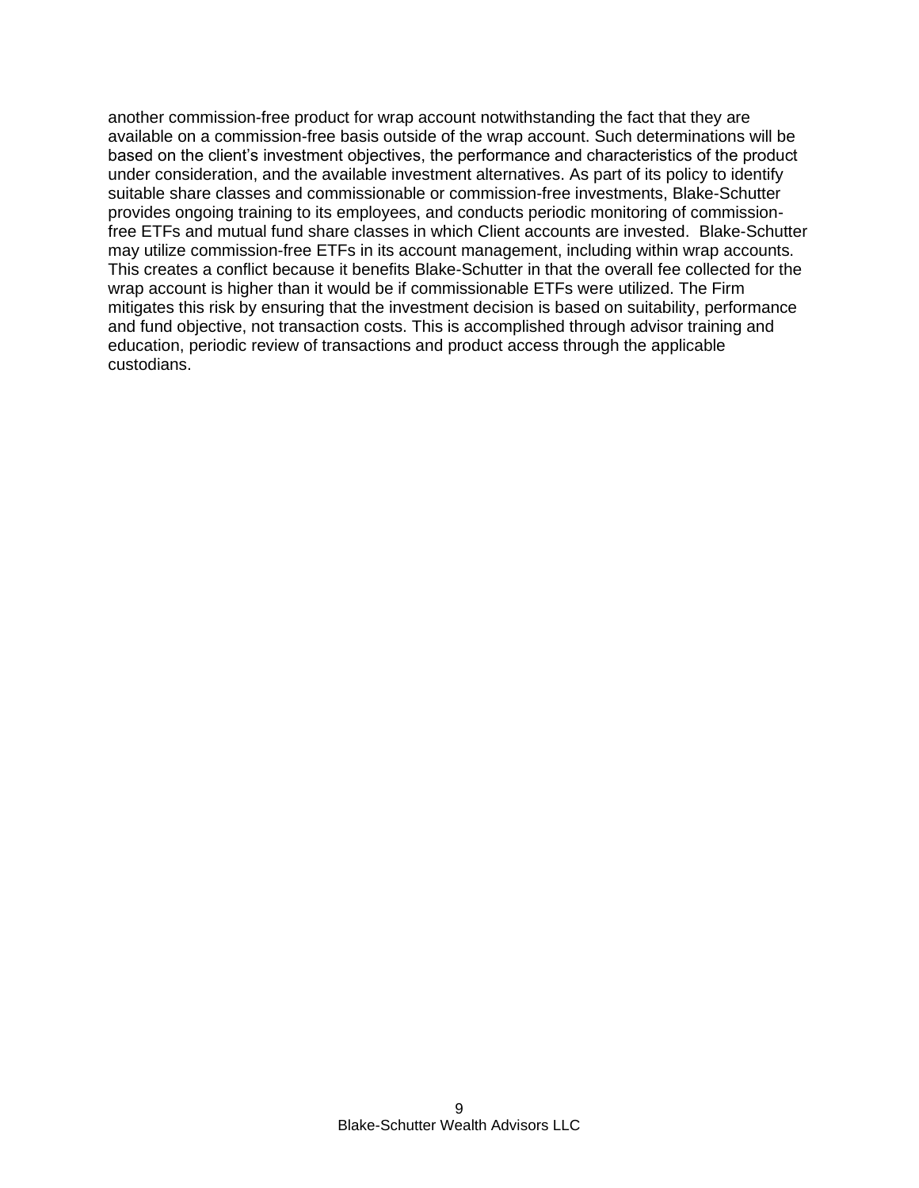another commission-free product for wrap account notwithstanding the fact that they are available on a commission-free basis outside of the wrap account. Such determinations will be based on the client's investment objectives, the performance and characteristics of the product under consideration, and the available investment alternatives. As part of its policy to identify suitable share classes and commissionable or commission-free investments, Blake-Schutter provides ongoing training to its employees, and conducts periodic monitoring of commission-free ETFs and mutual fund share classes in which Client accounts are invested. Blake-Schutter may utilize commission-free ETFs in its account management, including within wrap accounts. This creates a conflict because it benefits Blake-Schutter in that the overall fee collected for the wrap account is higher than it would be if commissionable ETFs were utilized. The Firm mitigates this risk by ensuring that the investment decision is based on suitability, performance and fund objective, not transaction costs. This is accomplished through advisor training and education, periodic review of transactions and product access through the applicable custodians.